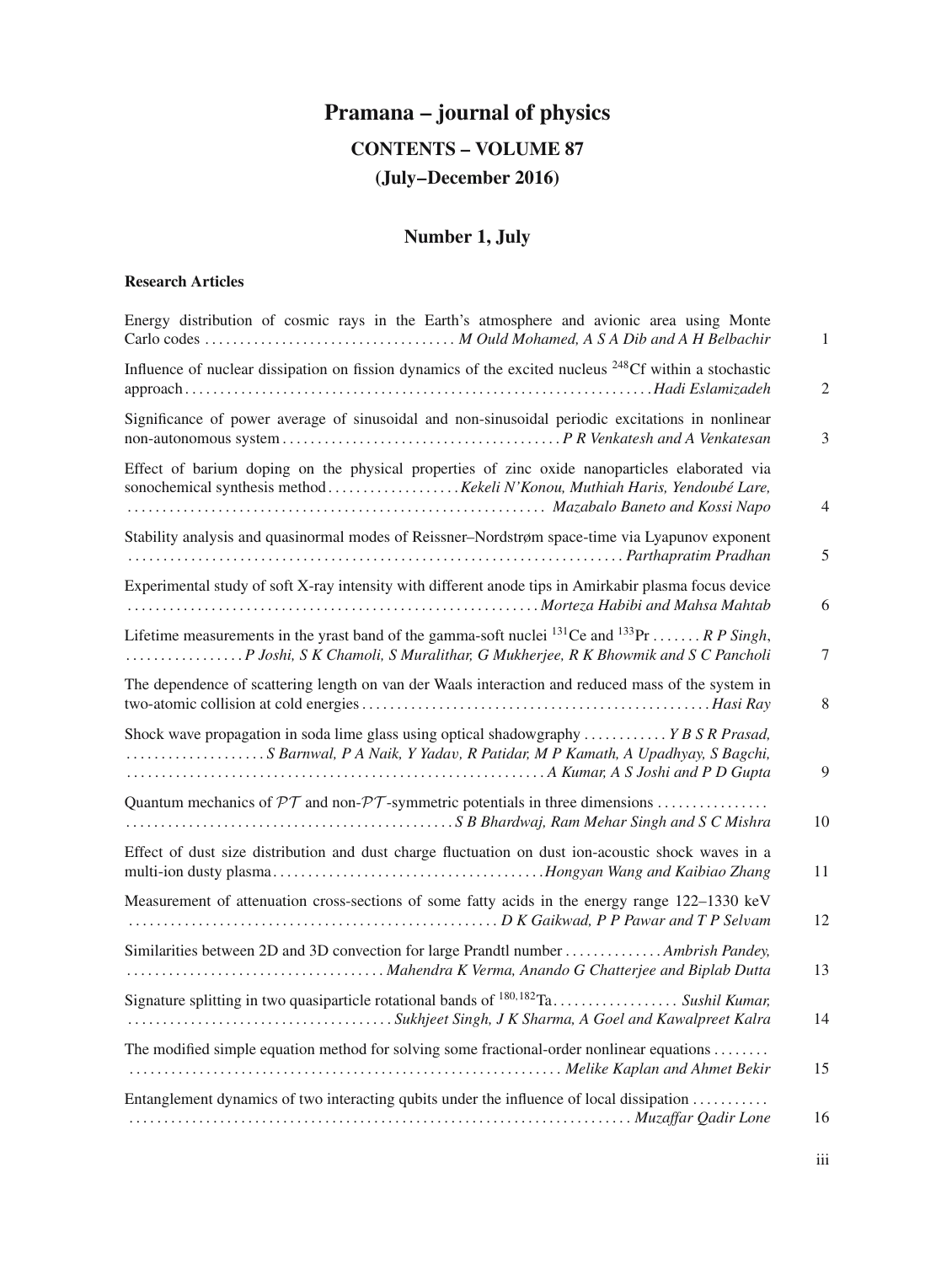# Pramana – journal of physics

## CONTENTS – VOLUME 87

## (July–December 2016)

## Number 1, July

### Research Articles

Energy distribution of cosmic rays in the Earth's atmosphere and avionic area using Monte Carlo codes . . . . . . . . . . . . *M Ould Mohamed, A S A Dib and A H Belbachir* 1

Influence of nuclear dissipation on fission dynamics of the excited nucleus $^{248}$Cf within a stochastic approach . . . . . . . . . . . . *Hadi Eslamizadeh* 2

Significance of power average of sinusoidal and non-sinusoidal periodic excitations in nonlinear non-autonomous system . . . . . . . . . . . . *P R Venkatesh and A Venkatesan* 3

Effect of barium doping on the physical properties of zinc oxide nanoparticles elaborated via sonochemical synthesis method . . . . . . . . . . . . *Kekeli N'Konou, Muthiah Haris, Yendoubé Lare, Mazabalo Baneto and Kossi Napo* 4

Stability analysis and quasinormal modes of Reissner–Nordstrøm space-time via Lyapunov exponent . . . . . . . . . . . . *Parthapratim Pradhan* 5

Experimental study of soft X-ray intensity with different anode tips in Amirkabir plasma focus device . . . . . . . . . . . . *Morteza Habibi and Mahsa Mahtab* 6

Lifetime measurements in the yrast band of the gamma-soft nuclei $^{131}$Ce and $^{133}$Pr . . . . . . . *R P Singh, P Joshi, S K Chamoli, S Muralithar, G Mukherjee, R K Bhowmik and S C Pancholi* 7

The dependence of scattering length on van der Waals interaction and reduced mass of the system in two-atomic collision at cold energies . . . . . . . . . . . . *Hasi Ray* 8

Shock wave propagation in soda lime glass using optical shadowgraphy . . . . . . . . . . . . *Y B S R Prasad, S Barnwal, P A Naik, Y Yadav, R Patidar, M P Kamath, A Upadhyay, S Bagchi, A Kumar, A S Joshi and P D Gupta* 9

Quantum mechanics of $\mathcal{PT}$ and non-$\mathcal{PT}$-symmetric potentials in three dimensions . . . . . . . . . . . . *S B Bhardwaj, Ram Mehar Singh and S C Mishra* 10

Effect of dust size distribution and dust charge fluctuation on dust ion-acoustic shock waves in a multi-ion dusty plasma . . . . . . . . . . . . *Hongyan Wang and Kaibiao Zhang* 11

Measurement of attenuation cross-sections of some fatty acids in the energy range 122–1330 keV . . . . . . . . . . . . *D K Gaikwad, P P Pawar and T P Selvam* 12

Similarities between 2D and 3D convection for large Prandtl number . . . . . . . . . . . . *Ambrish Pandey, Mahendra K Verma, Anando G Chatterjee and Biplab Dutta* 13

Signature splitting in two quasiparticle rotational bands of $^{180,182}$Ta . . . . . . . . . . . . *Sushil Kumar, Sukhjeet Singh, J K Sharma, A Goel and Kawalpreet Kalra* 14

The modified simple equation method for solving some fractional-order nonlinear equations . . . . . . . . . . . . *Melike Kaplan and Ahmet Bekir* 15

Entanglement dynamics of two interacting qubits under the influence of local dissipation . . . . . . . . . . . . *Muzaffar Qadir Lone* 16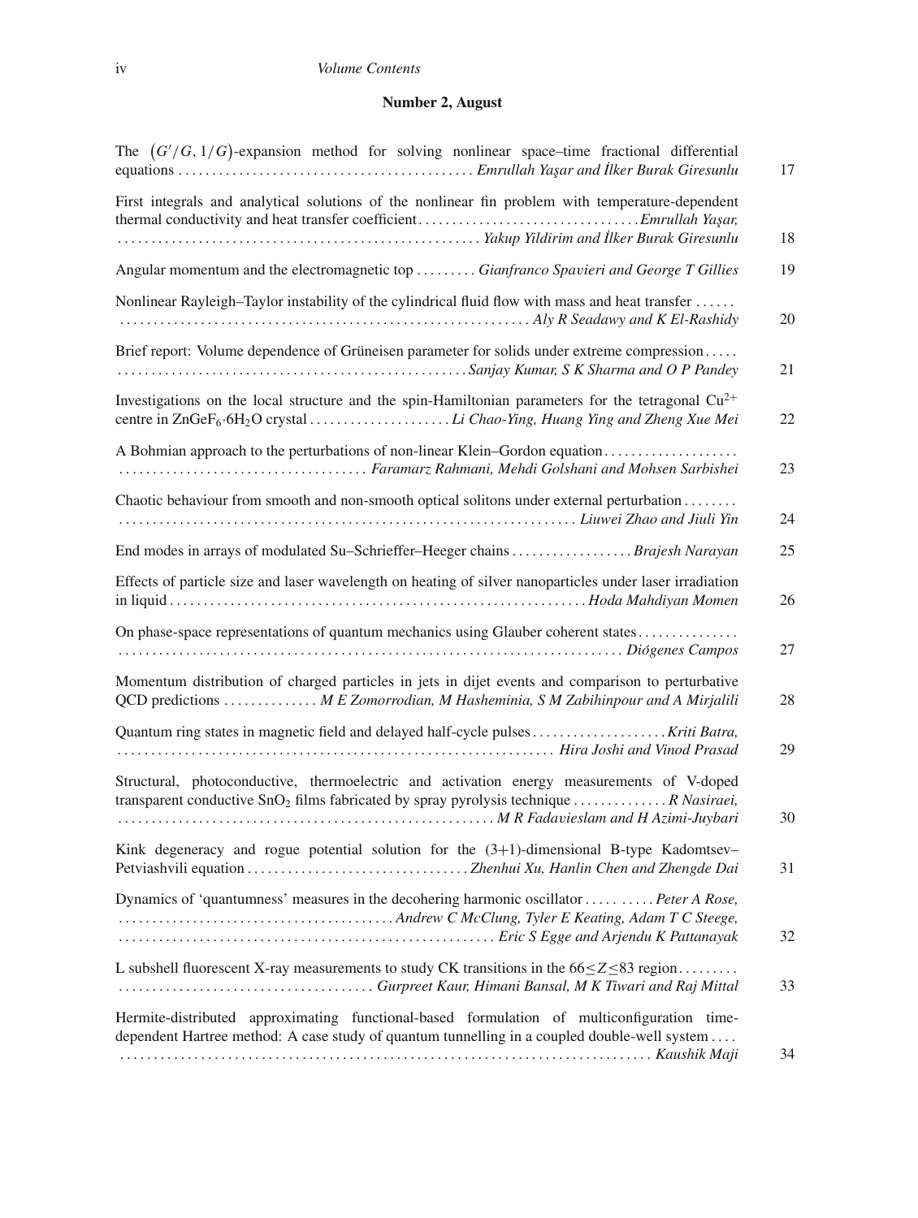## Number 2, August

The $(G'/G, 1/G)$-expansion method for solving nonlinear space–time fractional differential equations . . . . . . . . . . . . . . . . *Emrullah Yaşar and İlker Burak Giresunlu* 17

First integrals and analytical solutions of the nonlinear fin problem with temperature-dependent thermal conductivity and heat transfer coefficient . . . . . . . . . . . . . . . . *Emrullah Yaşar, Yakup Yildirim and İlker Burak Giresunlu* 18

Angular momentum and the electromagnetic top . . . . . . . . . *Gianfranco Spavieri and George T Gillies* 19

Nonlinear Rayleigh–Taylor instability of the cylindrical fluid flow with mass and heat transfer . . . . . . *Aly R Seadawy and K El-Rashidy* 20

Brief report: Volume dependence of Grüneisen parameter for solids under extreme compression . . . . . *Sanjay Kumar, S K Sharma and O P Pandey* 21

Investigations on the local structure and the spin-Hamiltonian parameters for the tetragonal $Cu^{2+}$ centre in $ZnGeF_6{\cdot}6H_2O$ crystal . . . . . . . . . . . . . . . . . . . . *Li Chao-Ying, Huang Ying and Zheng Xue Mei* 22

A Bohmian approach to the perturbations of non-linear Klein–Gordon equation . . . . . . . . . . . . . . . . . . . . *Faramarz Rahmani, Mehdi Golshani and Mohsen Sarbishei* 23

Chaotic behaviour from smooth and non-smooth optical solitons under external perturbation . . . . . . . . *Liuwei Zhao and Jiuli Yin* 24

End modes in arrays of modulated Su–Schrieffer–Heeger chains . . . . . . . . . . . . . . . . . *Brajesh Narayan* 25

Effects of particle size and laser wavelength on heating of silver nanoparticles under laser irradiation in liquid . . . . . . . . . . . . . . . . . . . . *Hoda Mahdiyan Momen* 26

On phase-space representations of quantum mechanics using Glauber coherent states . . . . . . . . . . . . . . . *Diógenes Campos* 27

Momentum distribution of charged particles in jets in dijet events and comparison to perturbative QCD predictions . . . . . . . . . . . . . . *M E Zomorrodian, M Hasheminia, S M Zabihinpour and A Mirjalili* 28

Quantum ring states in magnetic field and delayed half-cycle pulses . . . . . . . . . . . . . . . . . . . . *Kriti Batra, Hira Joshi and Vinod Prasad* 29

Structural, photoconductive, thermoelectric and activation energy measurements of V-doped transparent conductive $SnO_2$ films fabricated by spray pyrolysis technique . . . . . . . . . . . . . . *R Nasiraei, M R Fadavieslam and H Azimi-Juybari* 30

Kink degeneracy and rogue potential solution for the (3+1)-dimensional B-type Kadomtsev–Petviashvili equation . . . . . . . . . . . . . . . . . . . . *Zhenhui Xu, Hanlin Chen and Zhengde Dai* 31

Dynamics of 'quantumness' measures in the decohering harmonic oscillator . . . . . . . . . . *Peter A Rose, Andrew C McClung, Tyler E Keating, Adam T C Steege, Eric S Egge and Arjendu K Pattanayak* 32

L subshell fluorescent X-ray measurements to study CK transitions in the $66 \leq Z \leq 83$ region . . . . . . . . . *Gurpreet Kaur, Himani Bansal, M K Tiwari and Raj Mittal* 33

Hermite-distributed approximating functional-based formulation of multiconfiguration time-dependent Hartree method: A case study of quantum tunnelling in a coupled double-well system . . . . *Kaushik Maji* 34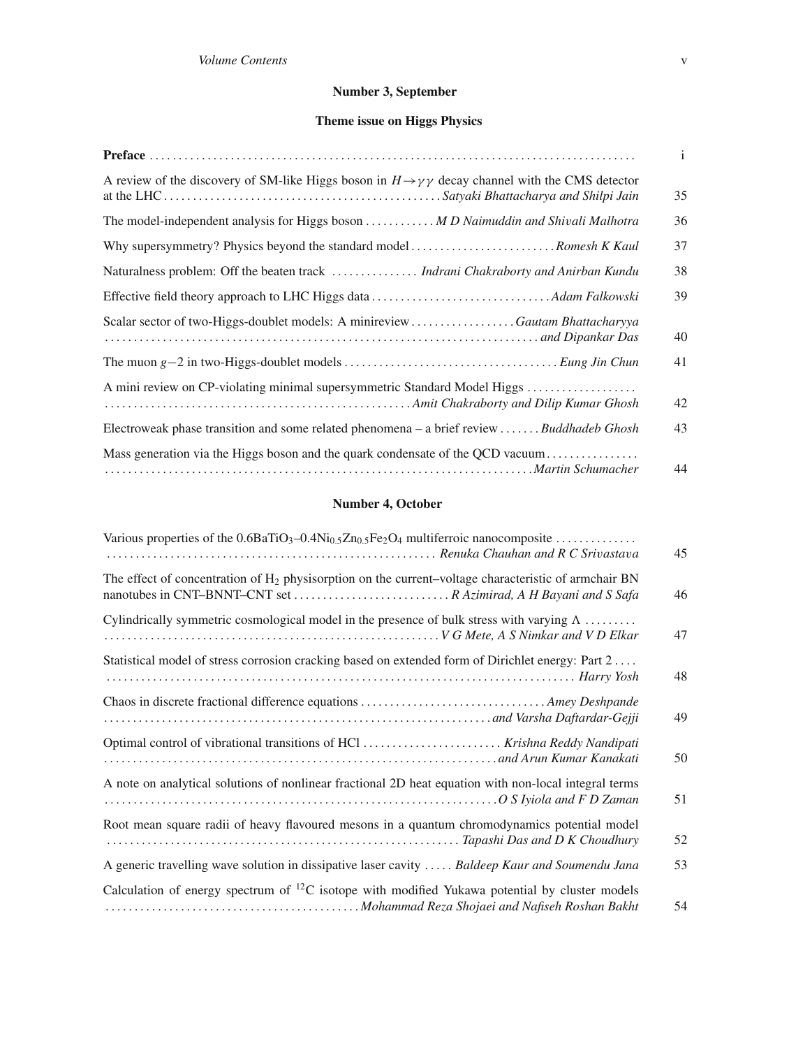## Number 3, September

### Theme issue on Higgs Physics

| | |
|---|---|
| **Preface** | i |
| A review of the discovery of SM-like Higgs boson in $H \rightarrow \gamma\gamma$ decay channel with the CMS detector at the LHC . . . *Satyaki Bhattacharya and Shilpi Jain* | 35 |
| The model-independent analysis for Higgs boson . . . *M D Naimuddin and Shivali Malhotra* | 36 |
| Why supersymmetry? Physics beyond the standard model . . . *Romesh K Kaul* | 37 |
| Naturalness problem: Off the beaten track . . . *Indrani Chakraborty and Anirban Kundu* | 38 |
| Effective field theory approach to LHC Higgs data . . . *Adam Falkowski* | 39 |
| Scalar sector of two-Higgs-doublet models: A minireview . . . *Gautam Bhattacharyya and Dipankar Das* | 40 |
| The muon $g-2$ in two-Higgs-doublet models . . . *Eung Jin Chun* | 41 |
| A mini review on CP-violating minimal supersymmetric Standard Model Higgs . . . *Amit Chakraborty and Dilip Kumar Ghosh* | 42 |
| Electroweak phase transition and some related phenomena – a brief review . . . *Buddhadeb Ghosh* | 43 |
| Mass generation via the Higgs boson and the quark condensate of the QCD vacuum . . . *Martin Schumacher* | 44 |

## Number 4, October

| | |
|---|---|
| Various properties of the $0.6BaTiO_3$–$0.4Ni_{0.5}Zn_{0.5}Fe_2O_4$ multiferroic nanocomposite . . . *Renuka Chauhan and R C Srivastava* | 45 |
| The effect of concentration of $H_2$ physisorption on the current–voltage characteristic of armchair BN nanotubes in CNT–BNNT–CNT set . . . *R Azimirad, A H Bayani and S Safa* | 46 |
| Cylindrically symmetric cosmological model in the presence of bulk stress with varying $\Lambda$ . . . *V G Mete, A S Nimkar and V D Elkar* | 47 |
| Statistical model of stress corrosion cracking based on extended form of Dirichlet energy: Part 2 . . . *Harry Yosh* | 48 |
| Chaos in discrete fractional difference equations . . . *Amey Deshpande and Varsha Daftardar-Gejji* | 49 |
| Optimal control of vibrational transitions of HCl . . . *Krishna Reddy Nandipati and Arun Kumar Kanakati* | 50 |
| A note on analytical solutions of nonlinear fractional 2D heat equation with non-local integral terms . . . *O S Iyiola and F D Zaman* | 51 |
| Root mean square radii of heavy flavoured mesons in a quantum chromodynamics potential model . . . *Tapashi Das and D K Choudhury* | 52 |
| A generic travelling wave solution in dissipative laser cavity . . . *Baldeep Kaur and Soumendu Jana* | 53 |
| Calculation of energy spectrum of $^{12}C$ isotope with modified Yukawa potential by cluster models . . . *Mohammad Reza Shojaei and Nafiseh Roshan Bakht* | 54 |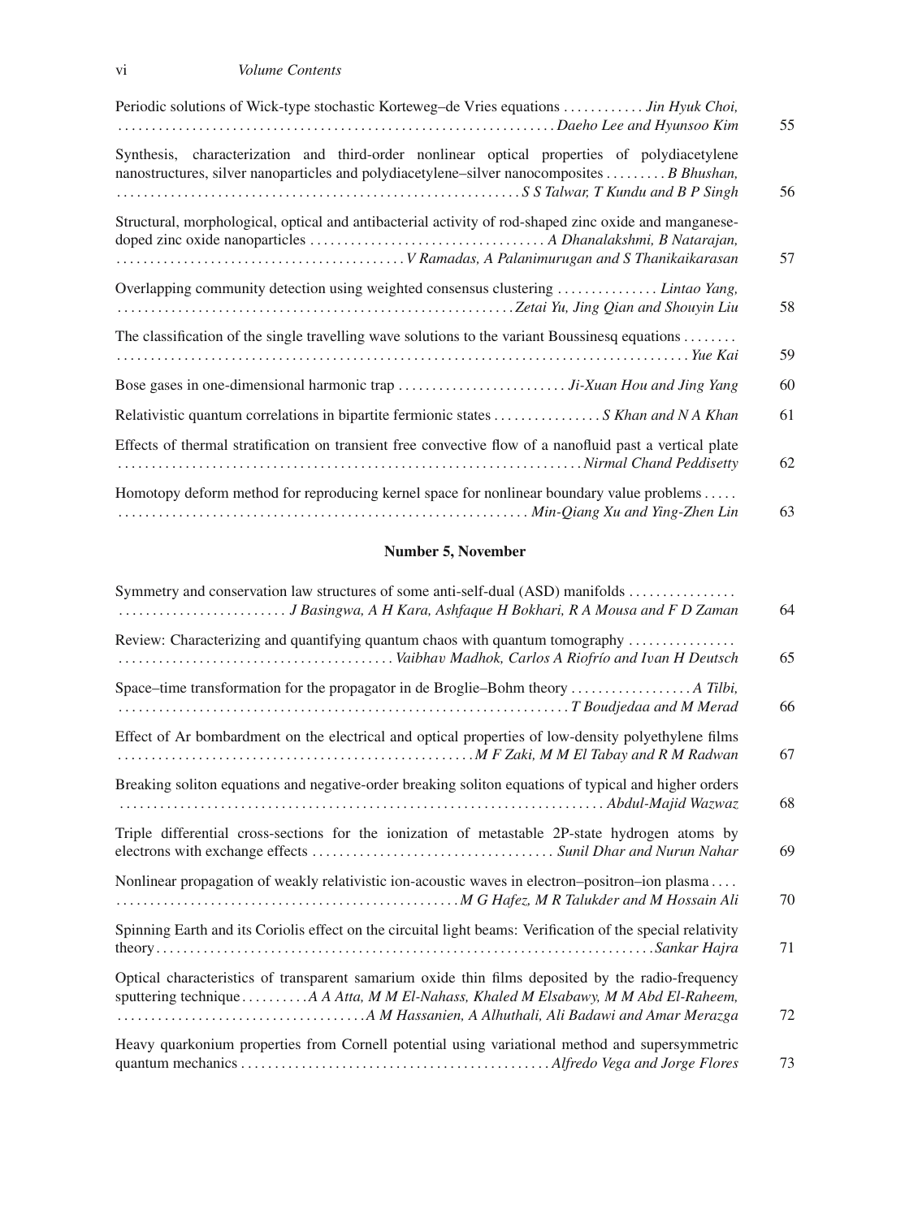Periodic solutions of Wick-type stochastic Korteweg–de Vries equations . . . . . . . . . . . . *Jin Hyuk Choi, Daeho Lee and Hyunsoo Kim* 55

Synthesis, characterization and third-order nonlinear optical properties of polydiacetylene nanostructures, silver nanoparticles and polydiacetylene–silver nanocomposites . . . . . . . . . *B Bhushan, S S Talwar, T Kundu and B P Singh* 56

Structural, morphological, optical and antibacterial activity of rod-shaped zinc oxide and manganese-doped zinc oxide nanoparticles . . . . . . . . . . . . . . . . . . . . . . . . . . . . . . . . . . . *A Dhanalakshmi, B Natarajan, V Ramadas, A Palanimurugan and S Thanikaikarasan* 57

Overlapping community detection using weighted consensus clustering . . . . . . . . . . . . . . . *Lintao Yang, Zetai Yu, Jing Qian and Shouyin Liu* 58

The classification of the single travelling wave solutions to the variant Boussinesq equations . . . . . . . . *Yue Kai* 59

Bose gases in one-dimensional harmonic trap . . . . . . . . . . . . . . . . . . . . . . . . . *Ji-Xuan Hou and Jing Yang* 60

Relativistic quantum correlations in bipartite fermionic states . . . . . . . . . . . . . . . . *S Khan and N A Khan* 61

Effects of thermal stratification on transient free convective flow of a nanofluid past a vertical plate . . . . . . . . *Nirmal Chand Peddisetty* 62

Homotopy deform method for reproducing kernel space for nonlinear boundary value problems . . . . . *Min-Qiang Xu and Ying-Zhen Lin* 63

## Number 5, November

Symmetry and conservation law structures of some anti-self-dual (ASD) manifolds . . . . . . . . . . . . . . . . *J Basingwa, A H Kara, Ashfaque H Bokhari, R A Mousa and F D Zaman* 64

Review: Characterizing and quantifying quantum chaos with quantum tomography . . . . . . . . . . . . . . . . *Vaibhav Madhok, Carlos A Riofrío and Ivan H Deutsch* 65

Space–time transformation for the propagator in de Broglie–Bohm theory . . . . . . . . . . . . . . . . . . *A Tilbi, T Boudjedaa and M Merad* 66

Effect of Ar bombardment on the electrical and optical properties of low-density polyethylene films . . . . . . . . *M F Zaki, M M El Tabay and R M Radwan* 67

Breaking soliton equations and negative-order breaking soliton equations of typical and higher orders . . . . . . . . *Abdul-Majid Wazwaz* 68

Triple differential cross-sections for the ionization of metastable 2P-state hydrogen atoms by electrons with exchange effects . . . . . . . . . . . . . . . . . . . . . . . . . . . . . . . . . . . *Sunil Dhar and Nurun Nahar* 69

Nonlinear propagation of weakly relativistic ion-acoustic waves in electron–positron–ion plasma . . . . *M G Hafez, M R Talukder and M Hossain Ali* 70

Spinning Earth and its Coriolis effect on the circuital light beams: Verification of the special relativity theory . . . . . . . . *Sankar Hajra* 71

Optical characteristics of transparent samarium oxide thin films deposited by the radio-frequency sputtering technique . . . . . . . . . . *A A Atta, M M El-Nahass, Khaled M Elsabawy, M M Abd El-Raheem, A M Hassanien, A Alhuthali, Ali Badawi and Amar Merazga* 72

Heavy quarkonium properties from Cornell potential using variational method and supersymmetric quantum mechanics . . . . . . . . . . . . . . . . . . . . . . . . . . . . . . . . . . . . . . . . . . . . . *Alfredo Vega and Jorge Flores* 73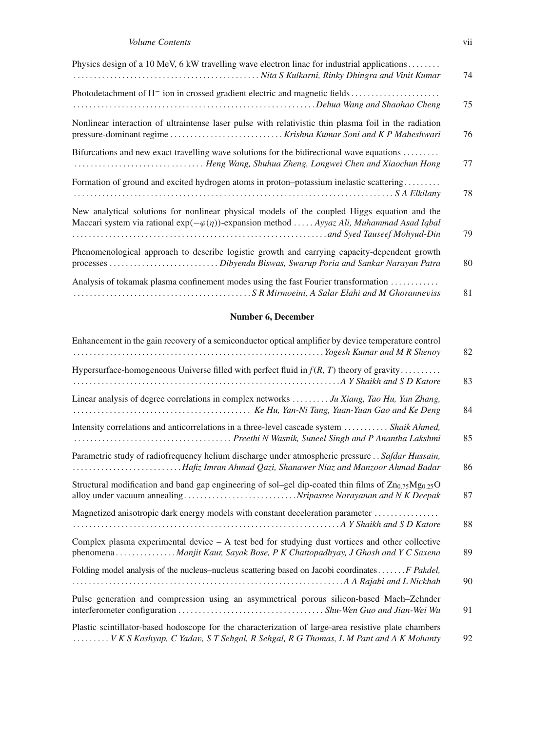Physics design of a 10 MeV, 6 kW travelling wave electron linac for industrial applications ........ *Nita S Kulkarni, Rinky Dhingra and Vinit Kumar* 74

Photodetachment of $H^-$ ion in crossed gradient electric and magnetic fields ........ *Dehua Wang and Shaohao Cheng* 75

Nonlinear interaction of ultraintense laser pulse with relativistic thin plasma foil in the radiation pressure-dominant regime ........ *Krishna Kumar Soni and K P Maheshwari* 76

Bifurcations and new exact travelling wave solutions for the bidirectional wave equations ........ *Heng Wang, Shuhua Zheng, Longwei Chen and Xiaochun Hong* 77

Formation of ground and excited hydrogen atoms in proton–potassium inelastic scattering ........ *S A Elkilany* 78

New analytical solutions for nonlinear physical models of the coupled Higgs equation and the Maccari system via rational $\exp(-\varphi(\eta))$-expansion method ..... *Ayyaz Ali, Muhammad Asad Iqbal and Syed Tauseef Mohyud-Din* 79

Phenomenological approach to describe logistic growth and carrying capacity-dependent growth processes ........ *Dibyendu Biswas, Swarup Poria and Sankar Narayan Patra* 80

Analysis of tokamak plasma confinement modes using the fast Fourier transformation ........ *S R Mirmoeini, A Salar Elahi and M Ghoranneviss* 81

**Number 6, December**

Enhancement in the gain recovery of a semiconductor optical amplifier by device temperature control ........ *Yogesh Kumar and M R Shenoy* 82

Hypersurface-homogeneous Universe filled with perfect fluid in $f(R, T)$ theory of gravity ........ *A Y Shaikh and S D Katore* 83

Linear analysis of degree correlations in complex networks ........ *Ju Xiang, Tao Hu, Yan Zhang, Ke Hu, Yan-Ni Tang, Yuan-Yuan Gao and Ke Deng* 84

Intensity correlations and anticorrelations in a three-level cascade system ........ *Shaik Ahmed, Preethi N Wasnik, Suneel Singh and P Anantha Lakshmi* 85

Parametric study of radiofrequency helium discharge under atmospheric pressure .. *Safdar Hussain, Hafiz Imran Ahmad Qazi, Shanawer Niaz and Manzoor Ahmad Badar* 86

Structural modification and band gap engineering of sol–gel dip-coated thin films of $Zn_{0.75}Mg_{0.25}O$ alloy under vacuum annealing ........ *Nripasree Narayanan and N K Deepak* 87

Magnetized anisotropic dark energy models with constant deceleration parameter ........ *A Y Shaikh and S D Katore* 88

Complex plasma experimental device – A test bed for studying dust vortices and other collective phenomena ........ *Manjit Kaur, Sayak Bose, P K Chattopadhyay, J Ghosh and Y C Saxena* 89

Folding model analysis of the nucleus–nucleus scattering based on Jacobi coordinates ........ *F Pakdel, A A Rajabi and L Nickhah* 90

Pulse generation and compression using an asymmetrical porous silicon-based Mach–Zehnder interferometer configuration ........ *Shu-Wen Guo and Jian-Wei Wu* 91

Plastic scintillator-based hodoscope for the characterization of large-area resistive plate chambers ........ *V K S Kashyap, C Yadav, S T Sehgal, R Sehgal, R G Thomas, L M Pant and A K Mohanty* 92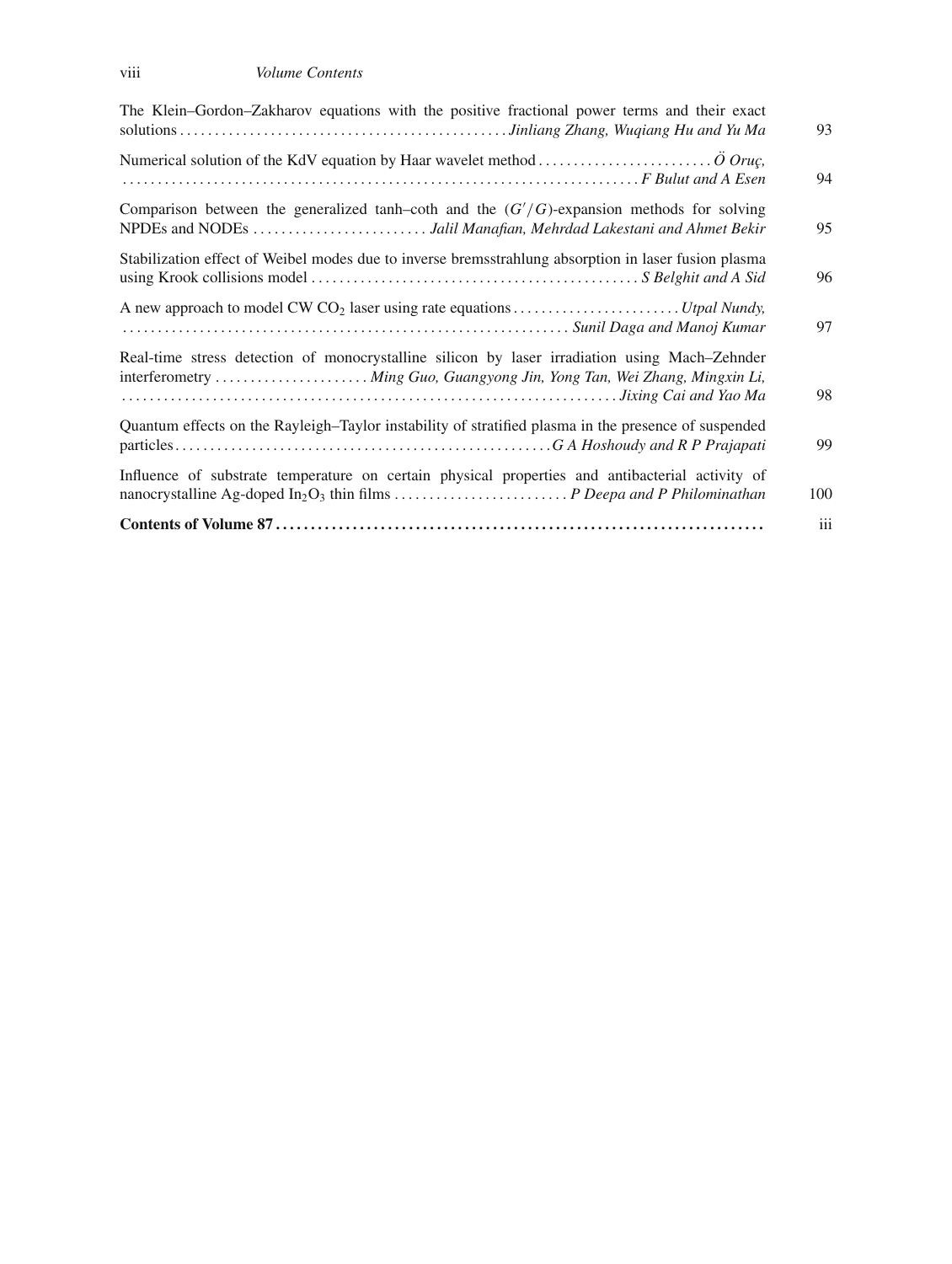The Klein–Gordon–Zakharov equations with the positive fractional power terms and their exact solutions ........ *Jinliang Zhang, Wuqiang Hu and Yu Ma* 93

Numerical solution of the KdV equation by Haar wavelet method ........ *Ö Oruç, F Bulut and A Esen* 94

Comparison between the generalized tanh–coth and the $(G'/G)$-expansion methods for solving NPDEs and NODEs ........ *Jalil Manafian, Mehrdad Lakestani and Ahmet Bekir* 95

Stabilization effect of Weibel modes due to inverse bremsstrahlung absorption in laser fusion plasma using Krook collisions model ........ *S Belghit and A Sid* 96

A new approach to model CW $CO_2$ laser using rate equations ........ *Utpal Nundy, Sunil Daga and Manoj Kumar* 97

Real-time stress detection of monocrystalline silicon by laser irradiation using Mach–Zehnder interferometry ........ *Ming Guo, Guangyong Jin, Yong Tan, Wei Zhang, Mingxin Li, Jixing Cai and Yao Ma* 98

Quantum effects on the Rayleigh–Taylor instability of stratified plasma in the presence of suspended particles ........ *G A Hoshoudy and R P Prajapati* 99

Influence of substrate temperature on certain physical properties and antibacterial activity of nanocrystalline Ag-doped $In_2O_3$ thin films ........ *P Deepa and P Philominathan* 100

**Contents of Volume 87 ........** iii